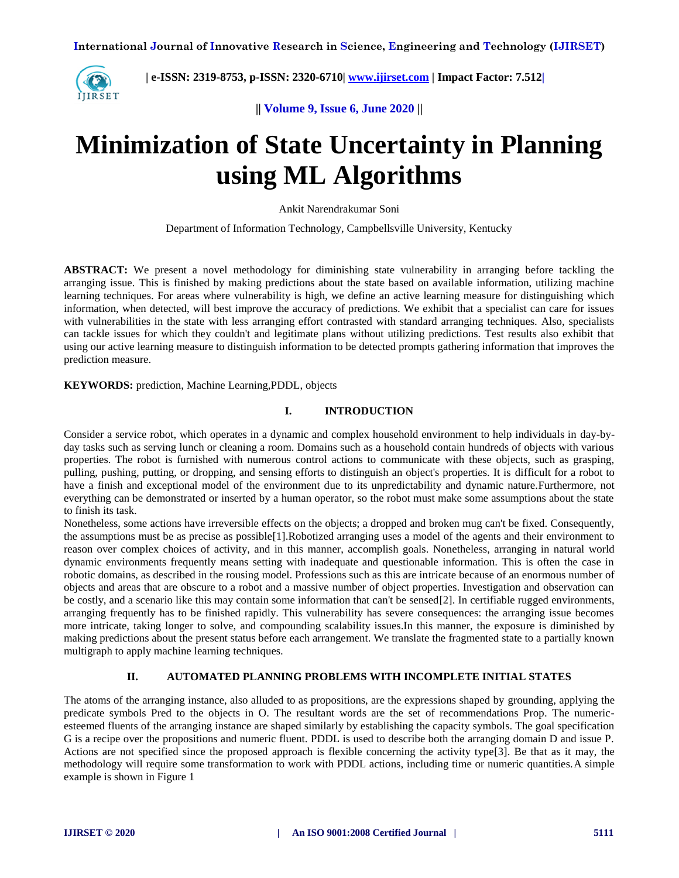# Minimization of State Uncertainty in Planning using ML Algorithms

Ankit Narendrakumar Soni

Department of Information Technology, Campbellsville University, Kentucky

**ABSTRACT:** We present a novel methodology for diminishing state vulnerability in arranging before tackling the arranging issue. This is finished by making predictions about the state based on available information, utilizing machine learning techniques. For areas where vulnerability is high, we define an active learning measure for distinguishing which information, when detected, will best improve the accuracy of predictions. We exhibit that a specialist can care for issues with vulnerabilities in the state with less arranging effort contrasted with standard arranging techniques. Also, specialists can tackle issues for which they couldn't and legitimate plans without utilizing predictions. Test results also exhibit that using our active learning measure to distinguish information to be detected prompts gathering information that improves the prediction measure.

**KEYWORDS:** prediction, Machine Learning,PDDL, objects

## I. INTRODUCTION

Consider a service robot, which operates in a dynamic and complex household environment to help individuals in day-by-day tasks such as serving lunch or cleaning a room. Domains such as a household contain hundreds of objects with various properties. The robot is furnished with numerous control actions to communicate with these objects, such as grasping, pulling, pushing, putting, or dropping, and sensing efforts to distinguish an object's properties. It is difficult for a robot to have a finish and exceptional model of the environment due to its unpredictability and dynamic nature.Furthermore, not everything can be demonstrated or inserted by a human operator, so the robot must make some assumptions about the state to finish its task.
Nonetheless, some actions have irreversible effects on the objects; a dropped and broken mug can't be fixed. Consequently, the assumptions must be as precise as possible[1].Robotized arranging uses a model of the agents and their environment to reason over complex choices of activity, and in this manner, accomplish goals. Nonetheless, arranging in natural world dynamic environments frequently means setting with inadequate and questionable information. This is often the case in robotic domains, as described in the rousing model. Professions such as this are intricate because of an enormous number of objects and areas that are obscure to a robot and a massive number of object properties. Investigation and observation can be costly, and a scenario like this may contain some information that can't be sensed[2]. In certifiable rugged environments, arranging frequently has to be finished rapidly. This vulnerability has severe consequences: the arranging issue becomes more intricate, taking longer to solve, and compounding scalability issues.In this manner, the exposure is diminished by making predictions about the present status before each arrangement. We translate the fragmented state to a partially known multigraph to apply machine learning techniques.

## II. AUTOMATED PLANNING PROBLEMS WITH INCOMPLETE INITIAL STATES

The atoms of the arranging instance, also alluded to as propositions, are the expressions shaped by grounding, applying the predicate symbols Pred to the objects in O. The resultant words are the set of recommendations Prop. The numeric-esteemed fluents of the arranging instance are shaped similarly by establishing the capacity symbols. The goal specification G is a recipe over the propositions and numeric fluent. PDDL is used to describe both the arranging domain D and issue P. Actions are not specified since the proposed approach is flexible concerning the activity type[3]. Be that as it may, the methodology will require some transformation to work with PDDL actions, including time or numeric quantities.A simple example is shown in Figure 1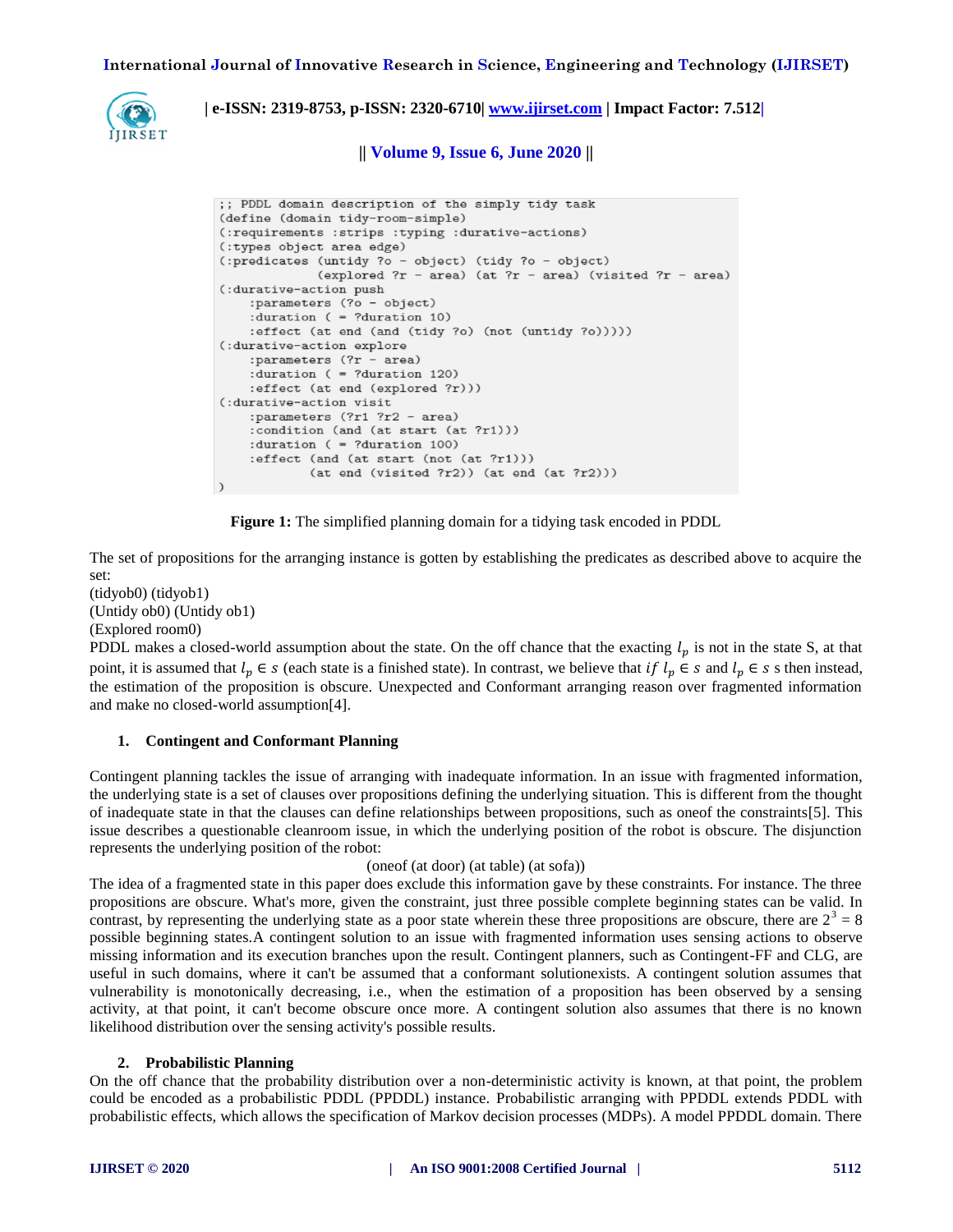```
;; PDDL domain description of the simply tidy task
(define (domain tidy-room-simple)
(:requirements :strips :typing :durative-actions)
(:types object area edge)
(:predicates (untidy ?o - object) (tidy ?o - object)
             (explored ?r - area) (at ?r - area) (visited ?r - area)
(:durative-action push
    :parameters (?o - object)
    :duration ( = ?duration 10)
    :effect (at end (and (tidy ?o) (not (untidy ?o)))))
(:durative-action explore
    :parameters (?r - area)
    :duration ( = ?duration 120)
    :effect (at end (explored ?r)))
(:durative-action visit
    :parameters (?r1 ?r2 - area)
    :condition (and (at start (at ?r1)))
    :duration ( = ?duration 100)
    :effect (and (at start (not (at ?r1)))
            (at end (visited ?r2)) (at end (at ?r2)))
)
```

**Figure 1:** The simplified planning domain for a tidying task encoded in PDDL

The set of propositions for the arranging instance is gotten by establishing the predicates as described above to acquire the set:

(tidyob0) (tidyob1)

(Untidy ob0) (Untidy ob1)

(Explored room0)

PDDL makes a closed-world assumption about the state. On the off chance that the exacting $l_p$ is not in the state S, at that point, it is assumed that $l_p \in s$ (each state is a finished state). In contrast, we believe that $if\ l_p \in s$ and $l_p \in s$ s then instead, the estimation of the proposition is obscure. Unexpected and Conformant arranging reason over fragmented information and make no closed-world assumption[4].

## 1. Contingent and Conformant Planning

Contingent planning tackles the issue of arranging with inadequate information. In an issue with fragmented information, the underlying state is a set of clauses over propositions defining the underlying situation. This is different from the thought of inadequate state in that the clauses can define relationships between propositions, such as oneof the constraints[5]. This issue describes a questionable cleanroom issue, in which the underlying position of the robot is obscure. The disjunction represents the underlying position of the robot:

(oneof (at door) (at table) (at sofa))

The idea of a fragmented state in this paper does exclude this information gave by these constraints. For instance. The three propositions are obscure. What's more, given the constraint, just three possible complete beginning states can be valid. In contrast, by representing the underlying state as a poor state wherein these three propositions are obscure, there are $2^3 = 8$ possible beginning states.A contingent solution to an issue with fragmented information uses sensing actions to observe missing information and its execution branches upon the result. Contingent planners, such as Contingent-FF and CLG, are useful in such domains, where it can't be assumed that a conformant solutionexists. A contingent solution assumes that vulnerability is monotonically decreasing, i.e., when the estimation of a proposition has been observed by a sensing activity, at that point, it can't become obscure once more. A contingent solution also assumes that there is no known likelihood distribution over the sensing activity's possible results.

## 2. Probabilistic Planning

On the off chance that the probability distribution over a non-deterministic activity is known, at that point, the problem could be encoded as a probabilistic PDDL (PPDDL) instance. Probabilistic arranging with PPDDL extends PDDL with probabilistic effects, which allows the specification of Markov decision processes (MDPs). A model PPDDL domain. There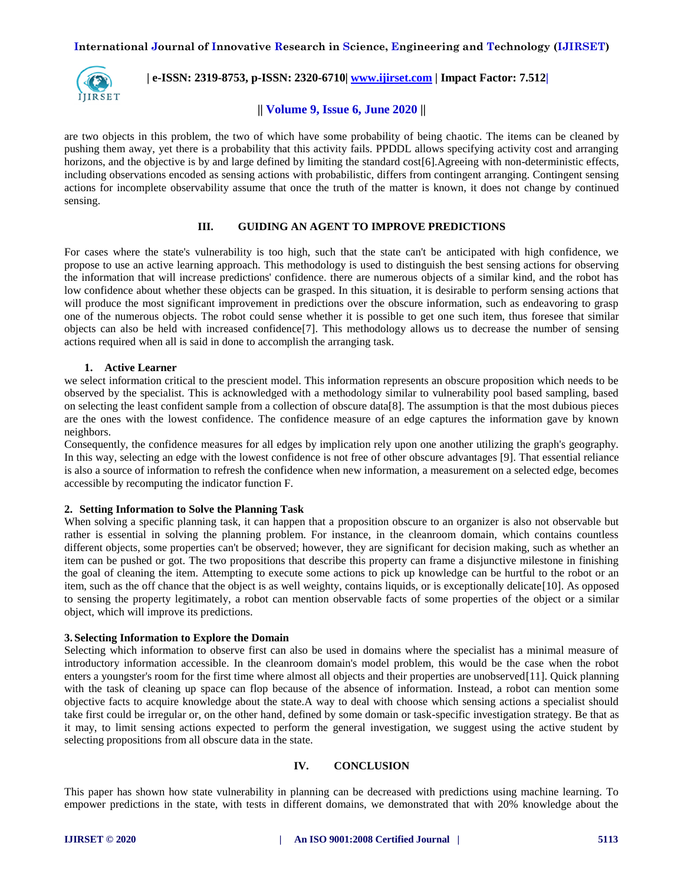are two objects in this problem, the two of which have some probability of being chaotic. The items can be cleaned by pushing them away, yet there is a probability that this activity fails. PPDDL allows specifying activity cost and arranging horizons, and the objective is by and large defined by limiting the standard cost[6].Agreeing with non-deterministic effects, including observations encoded as sensing actions with probabilistic, differs from contingent arranging. Contingent sensing actions for incomplete observability assume that once the truth of the matter is known, it does not change by continued sensing.

## III. GUIDING AN AGENT TO IMPROVE PREDICTIONS

For cases where the state's vulnerability is too high, such that the state can't be anticipated with high confidence, we propose to use an active learning approach. This methodology is used to distinguish the best sensing actions for observing the information that will increase predictions' confidence. there are numerous objects of a similar kind, and the robot has low confidence about whether these objects can be grasped. In this situation, it is desirable to perform sensing actions that will produce the most significant improvement in predictions over the obscure information, such as endeavoring to grasp one of the numerous objects. The robot could sense whether it is possible to get one such item, thus foresee that similar objects can also be held with increased confidence[7]. This methodology allows us to decrease the number of sensing actions required when all is said in done to accomplish the arranging task.

### 1. Active Learner

we select information critical to the prescient model. This information represents an obscure proposition which needs to be observed by the specialist. This is acknowledged with a methodology similar to vulnerability pool based sampling, based on selecting the least confident sample from a collection of obscure data[8]. The assumption is that the most dubious pieces are the ones with the lowest confidence. The confidence measure of an edge captures the information gave by known neighbors.

Consequently, the confidence measures for all edges by implication rely upon one another utilizing the graph's geography. In this way, selecting an edge with the lowest confidence is not free of other obscure advantages [9]. That essential reliance is also a source of information to refresh the confidence when new information, a measurement on a selected edge, becomes accessible by recomputing the indicator function F.

### 2. Setting Information to Solve the Planning Task

When solving a specific planning task, it can happen that a proposition obscure to an organizer is also not observable but rather is essential in solving the planning problem. For instance, in the cleanroom domain, which contains countless different objects, some properties can't be observed; however, they are significant for decision making, such as whether an item can be pushed or got. The two propositions that describe this property can frame a disjunctive milestone in finishing the goal of cleaning the item. Attempting to execute some actions to pick up knowledge can be hurtful to the robot or an item, such as the off chance that the object is as well weighty, contains liquids, or is exceptionally delicate[10]. As opposed to sensing the property legitimately, a robot can mention observable facts of some properties of the object or a similar object, which will improve its predictions.

### 3. Selecting Information to Explore the Domain

Selecting which information to observe first can also be used in domains where the specialist has a minimal measure of introductory information accessible. In the cleanroom domain's model problem, this would be the case when the robot enters a youngster's room for the first time where almost all objects and their properties are unobserved[11]. Quick planning with the task of cleaning up space can flop because of the absence of information. Instead, a robot can mention some objective facts to acquire knowledge about the state.A way to deal with choose which sensing actions a specialist should take first could be irregular or, on the other hand, defined by some domain or task-specific investigation strategy. Be that as it may, to limit sensing actions expected to perform the general investigation, we suggest using the active student by selecting propositions from all obscure data in the state.

## IV. CONCLUSION

This paper has shown how state vulnerability in planning can be decreased with predictions using machine learning. To empower predictions in the state, with tests in different domains, we demonstrated that with 20% knowledge about the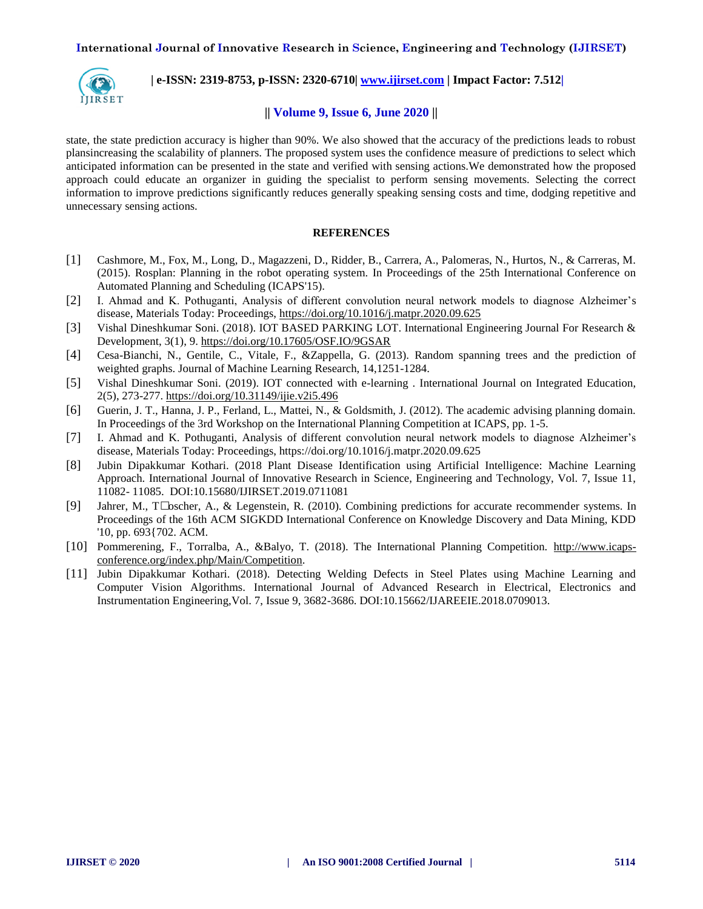state, the state prediction accuracy is higher than 90%. We also showed that the accuracy of the predictions leads to robust plansincreasing the scalability of planners. The proposed system uses the confidence measure of predictions to select which anticipated information can be presented in the state and verified with sensing actions.We demonstrated how the proposed approach could educate an organizer in guiding the specialist to perform sensing movements. Selecting the correct information to improve predictions significantly reduces generally speaking sensing costs and time, dodging repetitive and unnecessary sensing actions.

## REFERENCES

[1] Cashmore, M., Fox, M., Long, D., Magazzeni, D., Ridder, B., Carrera, A., Palomeras, N., Hurtos, N., & Carreras, M. (2015). Rosplan: Planning in the robot operating system. In Proceedings of the 25th International Conference on Automated Planning and Scheduling (ICAPS'15).

[2] I. Ahmad and K. Pothuganti, Analysis of different convolution neural network models to diagnose Alzheimer's disease, Materials Today: Proceedings, https://doi.org/10.1016/j.matpr.2020.09.625

[3] Vishal Dineshkumar Soni. (2018). IOT BASED PARKING LOT. International Engineering Journal For Research & Development, 3(1), 9. https://doi.org/10.17605/OSF.IO/9GSAR

[4] Cesa-Bianchi, N., Gentile, C., Vitale, F., &Zappella, G. (2013). Random spanning trees and the prediction of weighted graphs. Journal of Machine Learning Research, 14,1251-1284.

[5] Vishal Dineshkumar Soni. (2019). IOT connected with e-learning . International Journal on Integrated Education, 2(5), 273-277. https://doi.org/10.31149/ijie.v2i5.496

[6] Guerin, J. T., Hanna, J. P., Ferland, L., Mattei, N., & Goldsmith, J. (2012). The academic advising planning domain. In Proceedings of the 3rd Workshop on the International Planning Competition at ICAPS, pp. 1-5.

[7] I. Ahmad and K. Pothuganti, Analysis of different convolution neural network models to diagnose Alzheimer's disease, Materials Today: Proceedings, https://doi.org/10.1016/j.matpr.2020.09.625

[8] Jubin Dipakkumar Kothari. (2018 Plant Disease Identification using Artificial Intelligence: Machine Learning Approach. International Journal of Innovative Research in Science, Engineering and Technology, Vol. 7, Issue 11, 11082- 11085. DOI:10.15680/IJIRSET.2019.0711081

[9] Jahrer, M., T□bscher, A., & Legenstein, R. (2010). Combining predictions for accurate recommender systems. In Proceedings of the 16th ACM SIGKDD International Conference on Knowledge Discovery and Data Mining, KDD '10, pp. 693{702. ACM.

[10] Pommerening, F., Torralba, A., &Balyo, T. (2018). The International Planning Competition. http://www.icaps-conference.org/index.php/Main/Competition.

[11] Jubin Dipakkumar Kothari. (2018). Detecting Welding Defects in Steel Plates using Machine Learning and Computer Vision Algorithms. International Journal of Advanced Research in Electrical, Electronics and Instrumentation Engineering,Vol. 7, Issue 9, 3682-3686. DOI:10.15662/IJAREEIE.2018.0709013.